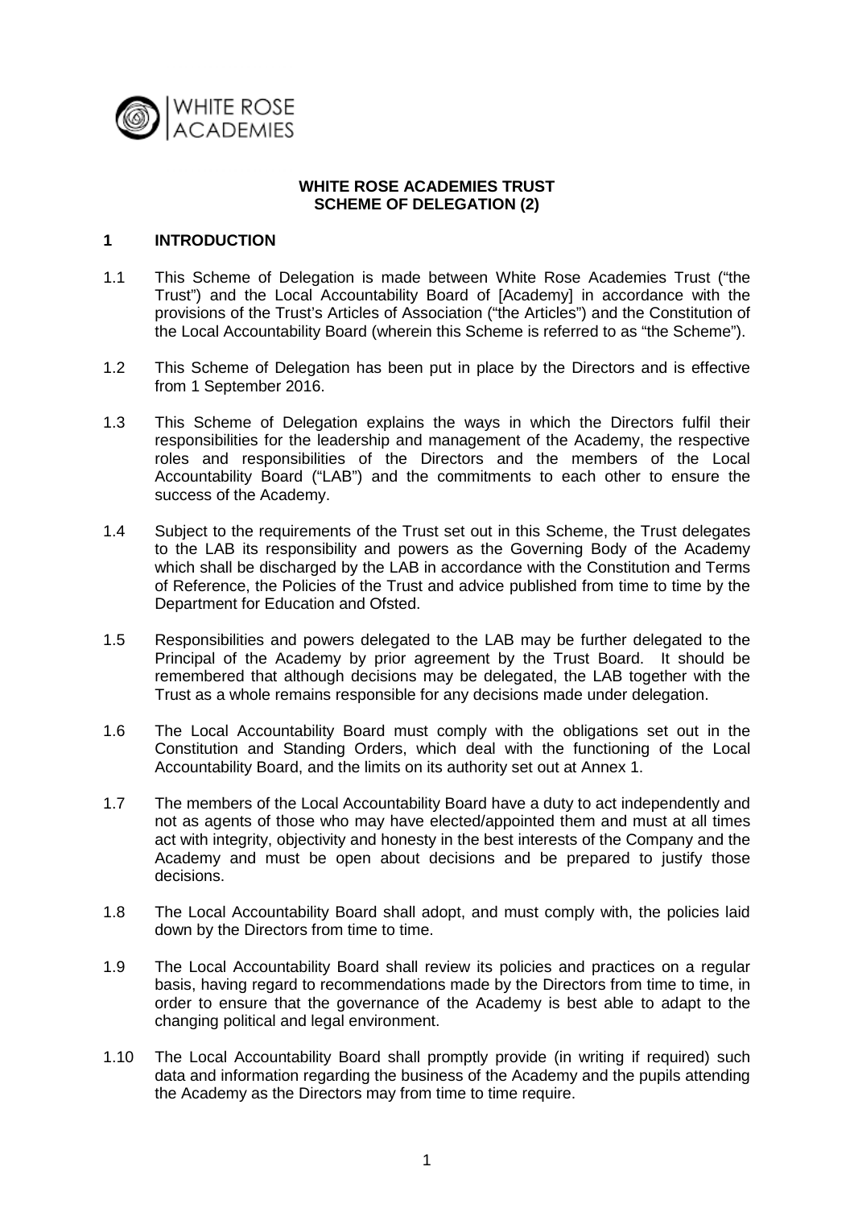WHITE ROSE ACADEMIES

# WHITE ROSE ACADEMIES TRUST
# SCHEME OF DELEGATION (2)

## 1 INTRODUCTION

1.1 This Scheme of Delegation is made between White Rose Academies Trust ("the Trust") and the Local Accountability Board of [Academy] in accordance with the provisions of the Trust's Articles of Association ("the Articles") and the Constitution of the Local Accountability Board (wherein this Scheme is referred to as "the Scheme").

1.2 This Scheme of Delegation has been put in place by the Directors and is effective from 1 September 2016.

1.3 This Scheme of Delegation explains the ways in which the Directors fulfil their responsibilities for the leadership and management of the Academy, the respective roles and responsibilities of the Directors and the members of the Local Accountability Board ("LAB") and the commitments to each other to ensure the success of the Academy.

1.4 Subject to the requirements of the Trust set out in this Scheme, the Trust delegates to the LAB its responsibility and powers as the Governing Body of the Academy which shall be discharged by the LAB in accordance with the Constitution and Terms of Reference, the Policies of the Trust and advice published from time to time by the Department for Education and Ofsted.

1.5 Responsibilities and powers delegated to the LAB may be further delegated to the Principal of the Academy by prior agreement by the Trust Board. It should be remembered that although decisions may be delegated, the LAB together with the Trust as a whole remains responsible for any decisions made under delegation.

1.6 The Local Accountability Board must comply with the obligations set out in the Constitution and Standing Orders, which deal with the functioning of the Local Accountability Board, and the limits on its authority set out at Annex 1.

1.7 The members of the Local Accountability Board have a duty to act independently and not as agents of those who may have elected/appointed them and must at all times act with integrity, objectivity and honesty in the best interests of the Company and the Academy and must be open about decisions and be prepared to justify those decisions.

1.8 The Local Accountability Board shall adopt, and must comply with, the policies laid down by the Directors from time to time.

1.9 The Local Accountability Board shall review its policies and practices on a regular basis, having regard to recommendations made by the Directors from time to time, in order to ensure that the governance of the Academy is best able to adapt to the changing political and legal environment.

1.10 The Local Accountability Board shall promptly provide (in writing if required) such data and information regarding the business of the Academy and the pupils attending the Academy as the Directors may from time to time require.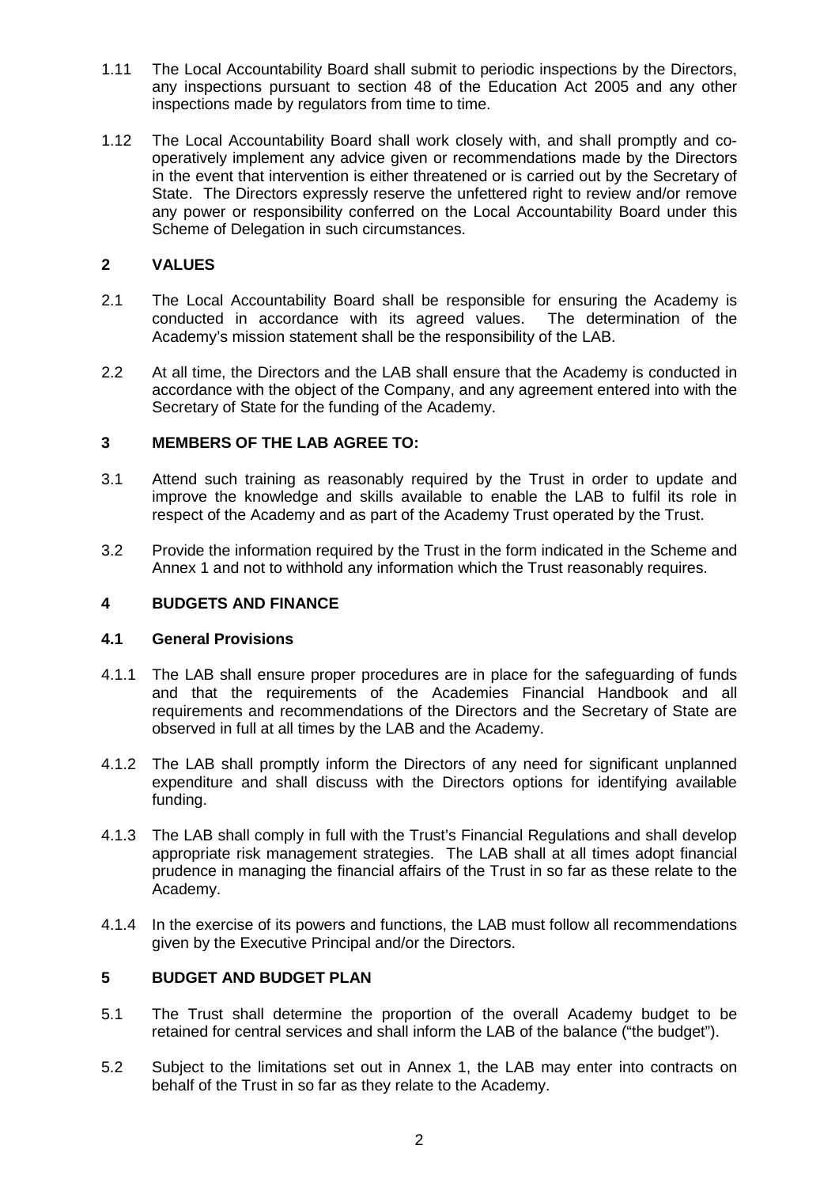1.11 The Local Accountability Board shall submit to periodic inspections by the Directors, any inspections pursuant to section 48 of the Education Act 2005 and any other inspections made by regulators from time to time.

1.12 The Local Accountability Board shall work closely with, and shall promptly and co-operatively implement any advice given or recommendations made by the Directors in the event that intervention is either threatened or is carried out by the Secretary of State. The Directors expressly reserve the unfettered right to review and/or remove any power or responsibility conferred on the Local Accountability Board under this Scheme of Delegation in such circumstances.

## 2 VALUES

2.1 The Local Accountability Board shall be responsible for ensuring the Academy is conducted in accordance with its agreed values. The determination of the Academy's mission statement shall be the responsibility of the LAB.

2.2 At all time, the Directors and the LAB shall ensure that the Academy is conducted in accordance with the object of the Company, and any agreement entered into with the Secretary of State for the funding of the Academy.

## 3 MEMBERS OF THE LAB AGREE TO:

3.1 Attend such training as reasonably required by the Trust in order to update and improve the knowledge and skills available to enable the LAB to fulfil its role in respect of the Academy and as part of the Academy Trust operated by the Trust.

3.2 Provide the information required by the Trust in the form indicated in the Scheme and Annex 1 and not to withhold any information which the Trust reasonably requires.

## 4 BUDGETS AND FINANCE

### 4.1 General Provisions

4.1.1 The LAB shall ensure proper procedures are in place for the safeguarding of funds and that the requirements of the Academies Financial Handbook and all requirements and recommendations of the Directors and the Secretary of State are observed in full at all times by the LAB and the Academy.

4.1.2 The LAB shall promptly inform the Directors of any need for significant unplanned expenditure and shall discuss with the Directors options for identifying available funding.

4.1.3 The LAB shall comply in full with the Trust's Financial Regulations and shall develop appropriate risk management strategies. The LAB shall at all times adopt financial prudence in managing the financial affairs of the Trust in so far as these relate to the Academy.

4.1.4 In the exercise of its powers and functions, the LAB must follow all recommendations given by the Executive Principal and/or the Directors.

## 5 BUDGET AND BUDGET PLAN

5.1 The Trust shall determine the proportion of the overall Academy budget to be retained for central services and shall inform the LAB of the balance ("the budget").

5.2 Subject to the limitations set out in Annex 1, the LAB may enter into contracts on behalf of the Trust in so far as they relate to the Academy.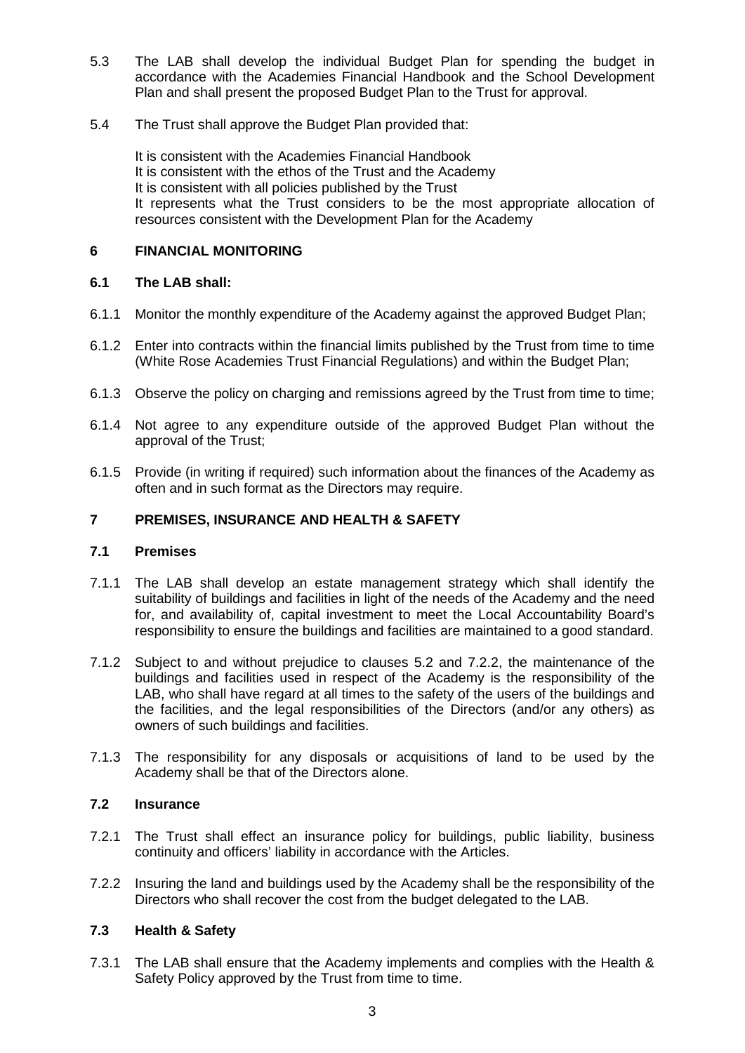5.3 The LAB shall develop the individual Budget Plan for spending the budget in accordance with the Academies Financial Handbook and the School Development Plan and shall present the proposed Budget Plan to the Trust for approval.

5.4 The Trust shall approve the Budget Plan provided that:

It is consistent with the Academies Financial Handbook
It is consistent with the ethos of the Trust and the Academy
It is consistent with all policies published by the Trust
It represents what the Trust considers to be the most appropriate allocation of resources consistent with the Development Plan for the Academy

## 6 FINANCIAL MONITORING

### 6.1 The LAB shall:

6.1.1 Monitor the monthly expenditure of the Academy against the approved Budget Plan;

6.1.2 Enter into contracts within the financial limits published by the Trust from time to time (White Rose Academies Trust Financial Regulations) and within the Budget Plan;

6.1.3 Observe the policy on charging and remissions agreed by the Trust from time to time;

6.1.4 Not agree to any expenditure outside of the approved Budget Plan without the approval of the Trust;

6.1.5 Provide (in writing if required) such information about the finances of the Academy as often and in such format as the Directors may require.

## 7 PREMISES, INSURANCE AND HEALTH & SAFETY

### 7.1 Premises

7.1.1 The LAB shall develop an estate management strategy which shall identify the suitability of buildings and facilities in light of the needs of the Academy and the need for, and availability of, capital investment to meet the Local Accountability Board's responsibility to ensure the buildings and facilities are maintained to a good standard.

7.1.2 Subject to and without prejudice to clauses 5.2 and 7.2.2, the maintenance of the buildings and facilities used in respect of the Academy is the responsibility of the LAB, who shall have regard at all times to the safety of the users of the buildings and the facilities, and the legal responsibilities of the Directors (and/or any others) as owners of such buildings and facilities.

7.1.3 The responsibility for any disposals or acquisitions of land to be used by the Academy shall be that of the Directors alone.

### 7.2 Insurance

7.2.1 The Trust shall effect an insurance policy for buildings, public liability, business continuity and officers' liability in accordance with the Articles.

7.2.2 Insuring the land and buildings used by the Academy shall be the responsibility of the Directors who shall recover the cost from the budget delegated to the LAB.

### 7.3 Health & Safety

7.3.1 The LAB shall ensure that the Academy implements and complies with the Health & Safety Policy approved by the Trust from time to time.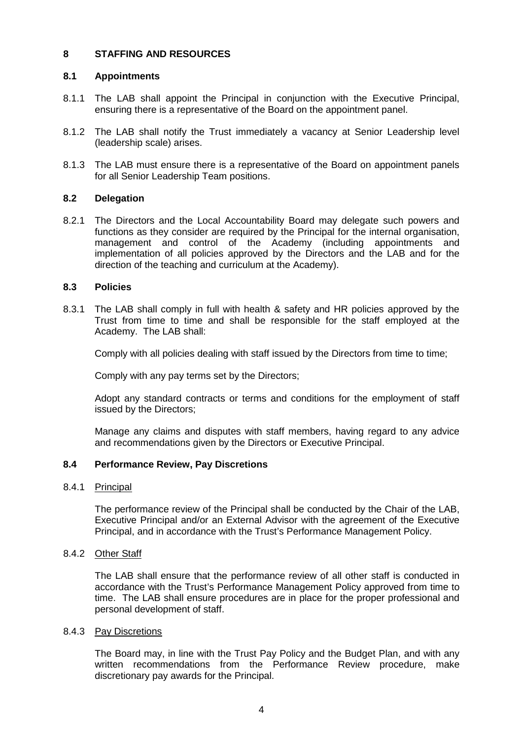## 8 STAFFING AND RESOURCES

### 8.1 Appointments

8.1.1 The LAB shall appoint the Principal in conjunction with the Executive Principal, ensuring there is a representative of the Board on the appointment panel.

8.1.2 The LAB shall notify the Trust immediately a vacancy at Senior Leadership level (leadership scale) arises.

8.1.3 The LAB must ensure there is a representative of the Board on appointment panels for all Senior Leadership Team positions.

### 8.2 Delegation

8.2.1 The Directors and the Local Accountability Board may delegate such powers and functions as they consider are required by the Principal for the internal organisation, management and control of the Academy (including appointments and implementation of all policies approved by the Directors and the LAB and for the direction of the teaching and curriculum at the Academy).

### 8.3 Policies

8.3.1 The LAB shall comply in full with health & safety and HR policies approved by the Trust from time to time and shall be responsible for the staff employed at the Academy. The LAB shall:

Comply with all policies dealing with staff issued by the Directors from time to time;

Comply with any pay terms set by the Directors;

Adopt any standard contracts or terms and conditions for the employment of staff issued by the Directors;

Manage any claims and disputes with staff members, having regard to any advice and recommendations given by the Directors or Executive Principal.

### 8.4 Performance Review, Pay Discretions

8.4.1 Principal

The performance review of the Principal shall be conducted by the Chair of the LAB, Executive Principal and/or an External Advisor with the agreement of the Executive Principal, and in accordance with the Trust's Performance Management Policy.

8.4.2 Other Staff

The LAB shall ensure that the performance review of all other staff is conducted in accordance with the Trust's Performance Management Policy approved from time to time. The LAB shall ensure procedures are in place for the proper professional and personal development of staff.

8.4.3 Pay Discretions

The Board may, in line with the Trust Pay Policy and the Budget Plan, and with any written recommendations from the Performance Review procedure, make discretionary pay awards for the Principal.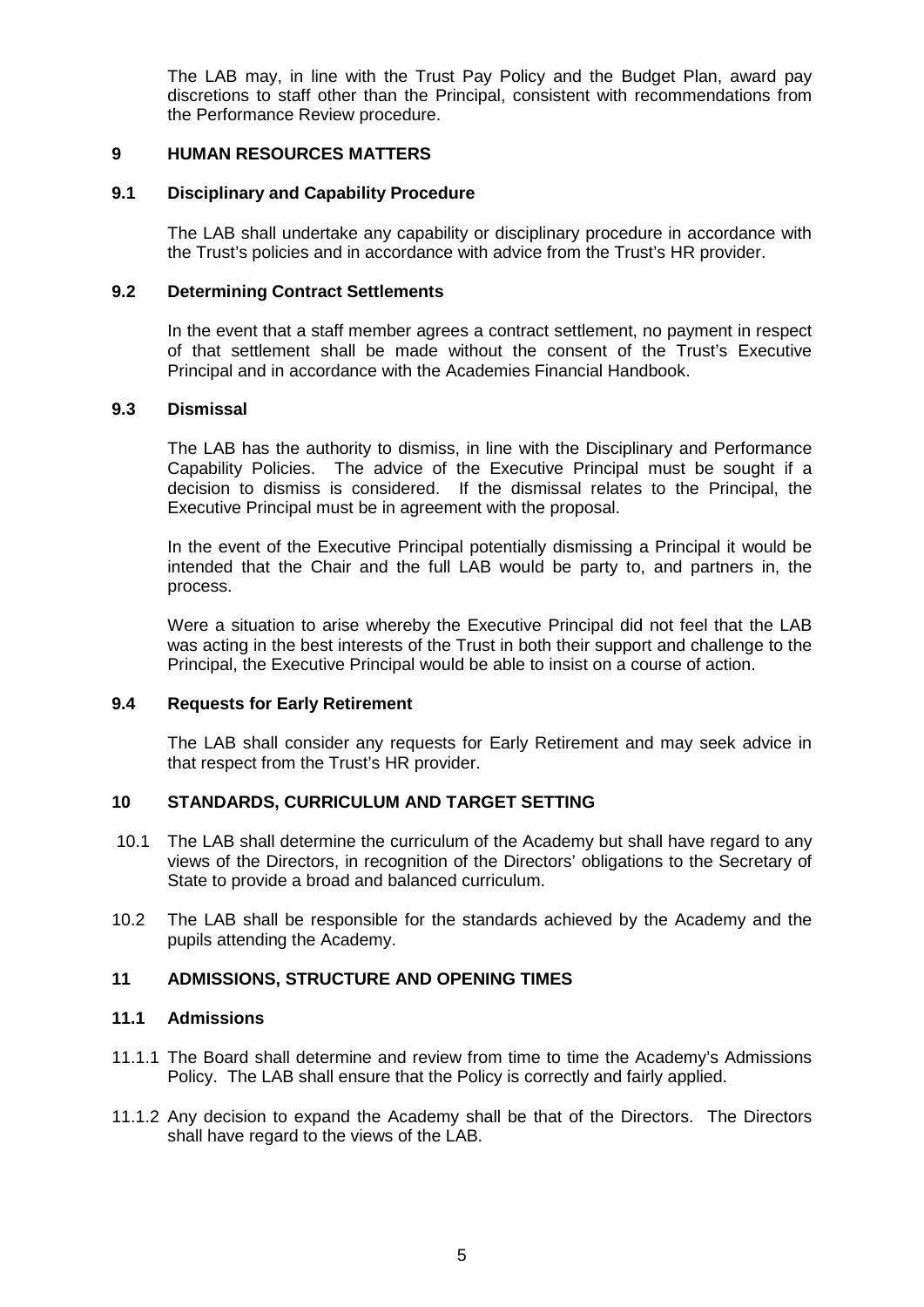The LAB may, in line with the Trust Pay Policy and the Budget Plan, award pay discretions to staff other than the Principal, consistent with recommendations from the Performance Review procedure.

## 9 HUMAN RESOURCES MATTERS

### 9.1 Disciplinary and Capability Procedure

The LAB shall undertake any capability or disciplinary procedure in accordance with the Trust's policies and in accordance with advice from the Trust's HR provider.

### 9.2 Determining Contract Settlements

In the event that a staff member agrees a contract settlement, no payment in respect of that settlement shall be made without the consent of the Trust's Executive Principal and in accordance with the Academies Financial Handbook.

### 9.3 Dismissal

The LAB has the authority to dismiss, in line with the Disciplinary and Performance Capability Policies. The advice of the Executive Principal must be sought if a decision to dismiss is considered. If the dismissal relates to the Principal, the Executive Principal must be in agreement with the proposal.

In the event of the Executive Principal potentially dismissing a Principal it would be intended that the Chair and the full LAB would be party to, and partners in, the process.

Were a situation to arise whereby the Executive Principal did not feel that the LAB was acting in the best interests of the Trust in both their support and challenge to the Principal, the Executive Principal would be able to insist on a course of action.

### 9.4 Requests for Early Retirement

The LAB shall consider any requests for Early Retirement and may seek advice in that respect from the Trust's HR provider.

## 10 STANDARDS, CURRICULUM AND TARGET SETTING

10.1 The LAB shall determine the curriculum of the Academy but shall have regard to any views of the Directors, in recognition of the Directors' obligations to the Secretary of State to provide a broad and balanced curriculum.

10.2 The LAB shall be responsible for the standards achieved by the Academy and the pupils attending the Academy.

## 11 ADMISSIONS, STRUCTURE AND OPENING TIMES

### 11.1 Admissions

11.1.1 The Board shall determine and review from time to time the Academy's Admissions Policy. The LAB shall ensure that the Policy is correctly and fairly applied.

11.1.2 Any decision to expand the Academy shall be that of the Directors. The Directors shall have regard to the views of the LAB.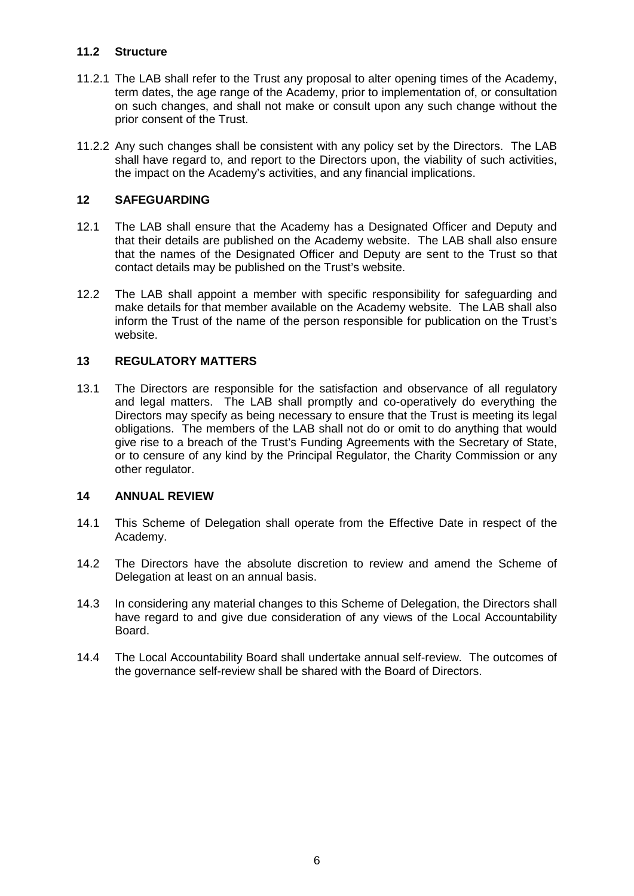### 11.2 Structure

11.2.1 The LAB shall refer to the Trust any proposal to alter opening times of the Academy, term dates, the age range of the Academy, prior to implementation of, or consultation on such changes, and shall not make or consult upon any such change without the prior consent of the Trust.

11.2.2 Any such changes shall be consistent with any policy set by the Directors. The LAB shall have regard to, and report to the Directors upon, the viability of such activities, the impact on the Academy's activities, and any financial implications.

## 12 SAFEGUARDING

12.1 The LAB shall ensure that the Academy has a Designated Officer and Deputy and that their details are published on the Academy website. The LAB shall also ensure that the names of the Designated Officer and Deputy are sent to the Trust so that contact details may be published on the Trust's website.

12.2 The LAB shall appoint a member with specific responsibility for safeguarding and make details for that member available on the Academy website. The LAB shall also inform the Trust of the name of the person responsible for publication on the Trust's website.

## 13 REGULATORY MATTERS

13.1 The Directors are responsible for the satisfaction and observance of all regulatory and legal matters. The LAB shall promptly and co-operatively do everything the Directors may specify as being necessary to ensure that the Trust is meeting its legal obligations. The members of the LAB shall not do or omit to do anything that would give rise to a breach of the Trust's Funding Agreements with the Secretary of State, or to censure of any kind by the Principal Regulator, the Charity Commission or any other regulator.

## 14 ANNUAL REVIEW

14.1 This Scheme of Delegation shall operate from the Effective Date in respect of the Academy.

14.2 The Directors have the absolute discretion to review and amend the Scheme of Delegation at least on an annual basis.

14.3 In considering any material changes to this Scheme of Delegation, the Directors shall have regard to and give due consideration of any views of the Local Accountability Board.

14.4 The Local Accountability Board shall undertake annual self-review. The outcomes of the governance self-review shall be shared with the Board of Directors.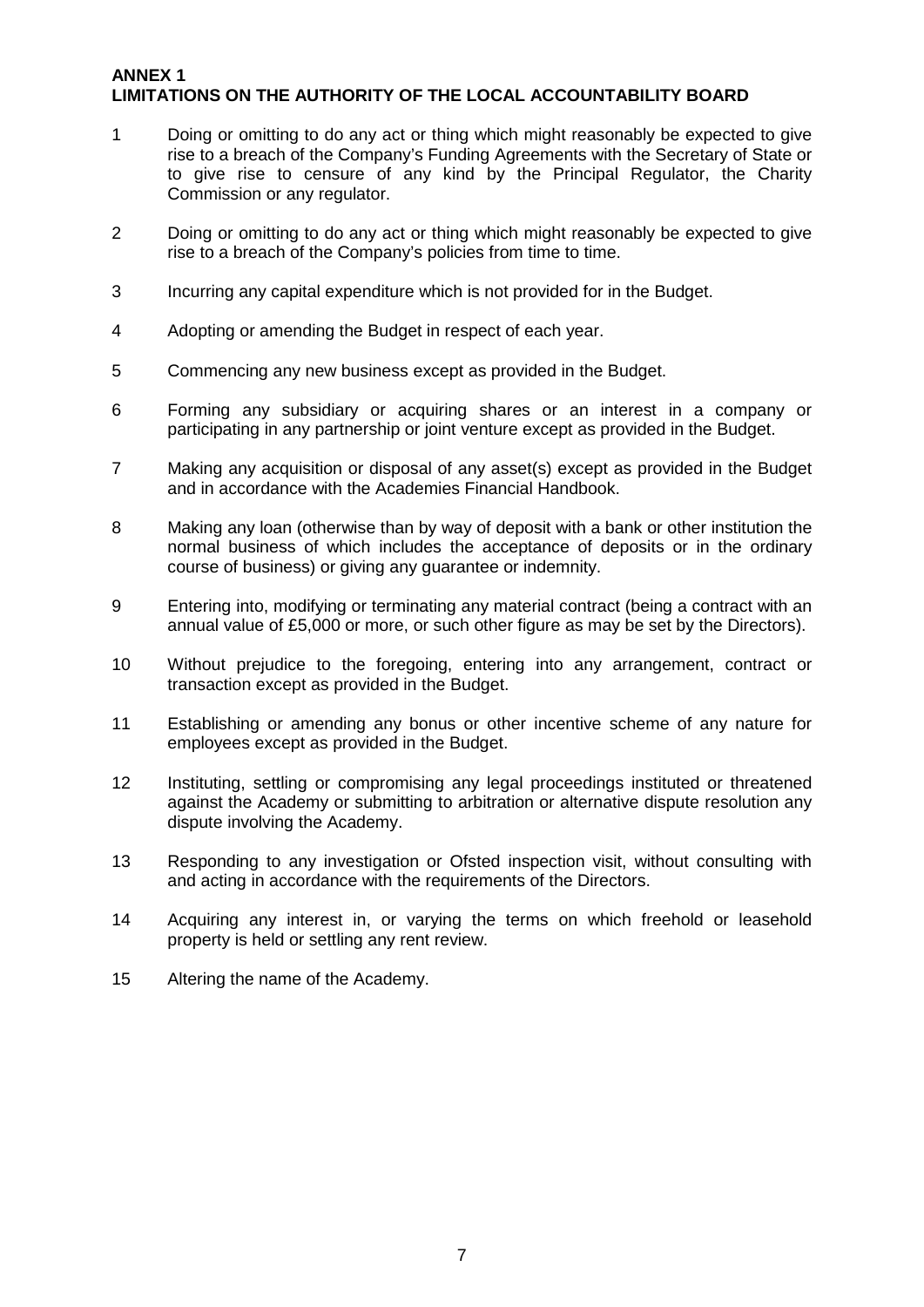**ANNEX 1**
**LIMITATIONS ON THE AUTHORITY OF THE LOCAL ACCOUNTABILITY BOARD**

1 Doing or omitting to do any act or thing which might reasonably be expected to give rise to a breach of the Company's Funding Agreements with the Secretary of State or to give rise to censure of any kind by the Principal Regulator, the Charity Commission or any regulator.

2 Doing or omitting to do any act or thing which might reasonably be expected to give rise to a breach of the Company's policies from time to time.

3 Incurring any capital expenditure which is not provided for in the Budget.

4 Adopting or amending the Budget in respect of each year.

5 Commencing any new business except as provided in the Budget.

6 Forming any subsidiary or acquiring shares or an interest in a company or participating in any partnership or joint venture except as provided in the Budget.

7 Making any acquisition or disposal of any asset(s) except as provided in the Budget and in accordance with the Academies Financial Handbook.

8 Making any loan (otherwise than by way of deposit with a bank or other institution the normal business of which includes the acceptance of deposits or in the ordinary course of business) or giving any guarantee or indemnity.

9 Entering into, modifying or terminating any material contract (being a contract with an annual value of £5,000 or more, or such other figure as may be set by the Directors).

10 Without prejudice to the foregoing, entering into any arrangement, contract or transaction except as provided in the Budget.

11 Establishing or amending any bonus or other incentive scheme of any nature for employees except as provided in the Budget.

12 Instituting, settling or compromising any legal proceedings instituted or threatened against the Academy or submitting to arbitration or alternative dispute resolution any dispute involving the Academy.

13 Responding to any investigation or Ofsted inspection visit, without consulting with and acting in accordance with the requirements of the Directors.

14 Acquiring any interest in, or varying the terms on which freehold or leasehold property is held or settling any rent review.

15 Altering the name of the Academy.